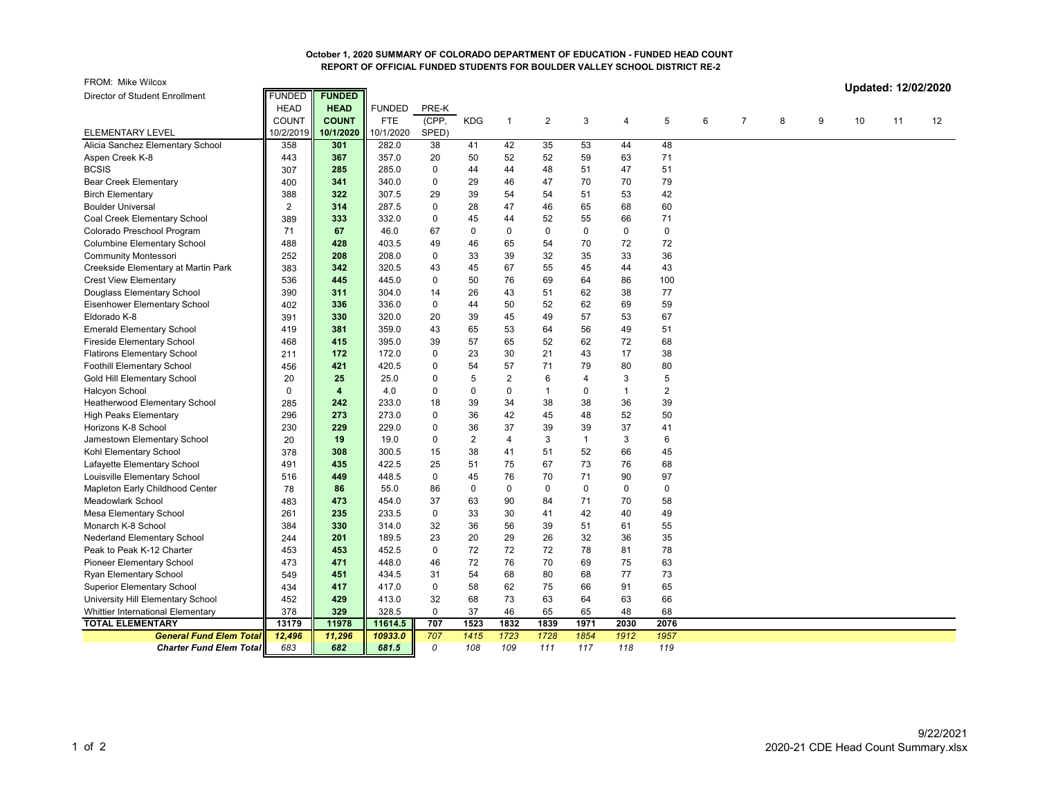**October 1, 2020 SUMMARY OF COLORADO DEPARTMENT OF EDUCATION - FUNDED HEAD COUNT**
**REPORT OF OFFICIAL FUNDED STUDENTS FOR BOULDER VALLEY SCHOOL DISTRICT RE-2**

FROM: Mike Wilcox
Director of Student Enrollment

**Updated: 12/02/2020**

| ELEMENTARY LEVEL | FUNDED HEAD COUNT 10/2/2019 | **FUNDED HEAD COUNT 10/1/2020** | FUNDED FTE 10/1/2020 | PRE-K (CPP, SPED) | KDG | 1 | 2 | 3 | 4 | 5 | 6 | 7 | 8 | 9 | 10 | 11 | 12 |
|---|---|---|---|---|---|---|---|---|---|---|---|---|---|---|---|---|---|
| Alicia Sanchez Elementary School | 358 | **301** | 282.0 | 38 | 41 | 42 | 35 | 53 | 44 | 48 | | | | | | | |
| Aspen Creek K-8 | 443 | **367** | 357.0 | 20 | 50 | 52 | 52 | 59 | 63 | 71 | | | | | | | |
| BCSIS | 307 | **285** | 285.0 | 0 | 44 | 44 | 48 | 51 | 47 | 51 | | | | | | | |
| Bear Creek Elementary | 400 | **341** | 340.0 | 0 | 29 | 46 | 47 | 70 | 70 | 79 | | | | | | | |
| Birch Elementary | 388 | **322** | 307.5 | 29 | 39 | 54 | 54 | 51 | 53 | 42 | | | | | | | |
| Boulder Universal | 2 | **314** | 287.5 | 0 | 28 | 47 | 46 | 65 | 68 | 60 | | | | | | | |
| Coal Creek Elementary School | 389 | **333** | 332.0 | 0 | 45 | 44 | 52 | 55 | 66 | 71 | | | | | | | |
| Colorado Preschool Program | 71 | **67** | 46.0 | 67 | 0 | 0 | 0 | 0 | 0 | 0 | | | | | | | |
| Columbine Elementary School | 488 | **428** | 403.5 | 49 | 46 | 65 | 54 | 70 | 72 | 72 | | | | | | | |
| Community Montessori | 252 | **208** | 208.0 | 0 | 33 | 39 | 32 | 35 | 33 | 36 | | | | | | | |
| Creekside Elementary at Martin Park | 383 | **342** | 320.5 | 43 | 45 | 67 | 55 | 45 | 44 | 43 | | | | | | | |
| Crest View Elementary | 536 | **445** | 445.0 | 0 | 50 | 76 | 69 | 64 | 86 | 100 | | | | | | | |
| Douglass Elementary School | 390 | **311** | 304.0 | 14 | 26 | 43 | 51 | 62 | 38 | 77 | | | | | | | |
| Eisenhower Elementary School | 402 | **336** | 336.0 | 0 | 44 | 50 | 52 | 62 | 69 | 59 | | | | | | | |
| Eldorado K-8 | 391 | **330** | 320.0 | 20 | 39 | 45 | 49 | 57 | 53 | 67 | | | | | | | |
| Emerald Elementary School | 419 | **381** | 359.0 | 43 | 65 | 53 | 64 | 56 | 49 | 51 | | | | | | | |
| Fireside Elementary School | 468 | **415** | 395.0 | 39 | 57 | 65 | 52 | 62 | 72 | 68 | | | | | | | |
| Flatirons Elementary School | 211 | **172** | 172.0 | 0 | 23 | 30 | 21 | 43 | 17 | 38 | | | | | | | |
| Foothill Elementary School | 456 | **421** | 420.5 | 0 | 54 | 57 | 71 | 79 | 80 | 80 | | | | | | | |
| Gold Hill Elementary School | 20 | **25** | 25.0 | 0 | 5 | 2 | 6 | 4 | 3 | 5 | | | | | | | |
| Halcyon School | 0 | **4** | 4.0 | 0 | 0 | 0 | 1 | 0 | 1 | 2 | | | | | | | |
| Heatherwood Elementary School | 285 | **242** | 233.0 | 18 | 39 | 34 | 38 | 38 | 36 | 39 | | | | | | | |
| High Peaks Elementary | 296 | **273** | 273.0 | 0 | 36 | 42 | 45 | 48 | 52 | 50 | | | | | | | |
| Horizons K-8 School | 230 | **229** | 229.0 | 0 | 36 | 37 | 39 | 39 | 37 | 41 | | | | | | | |
| Jamestown Elementary School | 20 | **19** | 19.0 | 0 | 2 | 4 | 3 | 1 | 3 | 6 | | | | | | | |
| Kohl Elementary School | 378 | **308** | 300.5 | 15 | 38 | 41 | 51 | 52 | 66 | 45 | | | | | | | |
| Lafayette Elementary School | 491 | **435** | 422.5 | 25 | 51 | 75 | 67 | 73 | 76 | 68 | | | | | | | |
| Louisville Elementary School | 516 | **449** | 448.5 | 0 | 45 | 76 | 70 | 71 | 90 | 97 | | | | | | | |
| Mapleton Early Childhood Center | 78 | **86** | 55.0 | 86 | 0 | 0 | 0 | 0 | 0 | 0 | | | | | | | |
| Meadowlark School | 483 | **473** | 454.0 | 37 | 63 | 90 | 84 | 71 | 70 | 58 | | | | | | | |
| Mesa Elementary School | 261 | **235** | 233.5 | 0 | 33 | 30 | 41 | 42 | 40 | 49 | | | | | | | |
| Monarch K-8 School | 384 | **330** | 314.0 | 32 | 36 | 56 | 39 | 51 | 61 | 55 | | | | | | | |
| Nederland Elementary School | 244 | **201** | 189.5 | 23 | 20 | 29 | 26 | 32 | 36 | 35 | | | | | | | |
| Peak to Peak K-12 Charter | 453 | **453** | 452.5 | 0 | 72 | 72 | 72 | 78 | 81 | 78 | | | | | | | |
| Pioneer Elementary School | 473 | **471** | 448.0 | 46 | 72 | 76 | 70 | 69 | 75 | 63 | | | | | | | |
| Ryan Elementary School | 549 | **451** | 434.5 | 31 | 54 | 68 | 80 | 68 | 77 | 73 | | | | | | | |
| Superior Elementary School | 434 | **417** | 417.0 | 0 | 58 | 62 | 75 | 66 | 91 | 65 | | | | | | | |
| University Hill Elementary School | 452 | **429** | 413.0 | 32 | 68 | 73 | 63 | 64 | 63 | 66 | | | | | | | |
| Whittier International Elementary | 378 | **329** | 328.5 | 0 | 37 | 46 | 65 | 65 | 48 | 68 | | | | | | | |
| **TOTAL ELEMENTARY** | **13179** | **11978** | **11614.5** | **707** | **1523** | **1832** | **1839** | **1971** | **2030** | **2076** | | | | | | | |
| ***General Fund Elem Total*** | ***12,496*** | ***11,296*** | ***10933.0*** | *707* | *1415* | *1723* | *1728* | *1854* | *1912* | *1957* | | | | | | | |
| ***Charter Fund Elem Total*** | *683* | ***682*** | ***681.5*** | *0* | *108* | *109* | *111* | *117* | *118* | *119* | | | | | | | |

9/22/2021
2020-21 CDE Head Count Summary.xlsx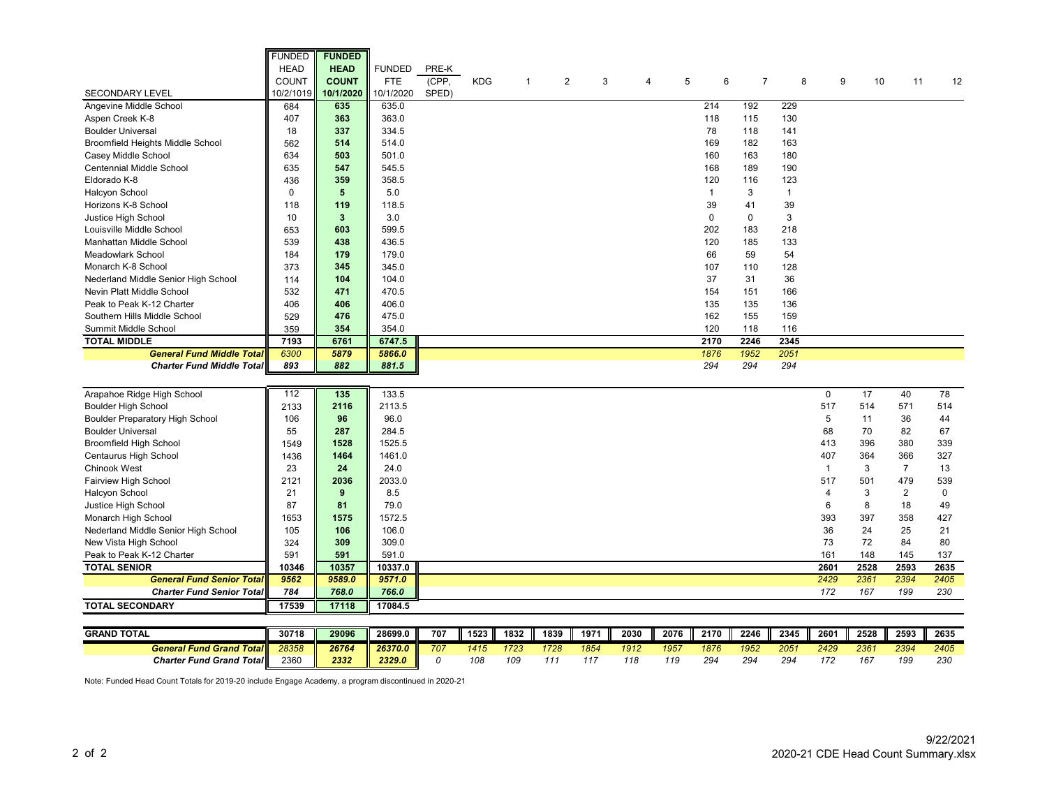| SECONDARY LEVEL | FUNDED HEAD COUNT 10/2/1019 | FUNDED HEAD COUNT 10/1/2020 | FUNDED FTE 10/1/2020 | PRE-K (CPP, SPED) | KDG | 1 | 2 | 3 | 4 | 5 | 6 | 7 | 8 | 9 | 10 | 11 | 12 |
|---|---|---|---|---|---|---|---|---|---|---|---|---|---|---|---|---|---|
| Angevine Middle School | 684 | **635** | 635.0 | | | | | | | | 214 | 192 | 229 | | | | |
| Aspen Creek K-8 | 407 | **363** | 363.0 | | | | | | | | 118 | 115 | 130 | | | | |
| Boulder Universal | 18 | **337** | 334.5 | | | | | | | | 78 | 118 | 141 | | | | |
| Broomfield Heights Middle School | 562 | **514** | 514.0 | | | | | | | | 169 | 182 | 163 | | | | |
| Casey Middle School | 634 | **503** | 501.0 | | | | | | | | 160 | 163 | 180 | | | | |
| Centennial Middle School | 635 | **547** | 545.5 | | | | | | | | 168 | 189 | 190 | | | | |
| Eldorado K-8 | 436 | **359** | 358.5 | | | | | | | | 120 | 116 | 123 | | | | |
| Halcyon School | 0 | **5** | 5.0 | | | | | | | | 1 | 3 | 1 | | | | |
| Horizons K-8 School | 118 | **119** | 118.5 | | | | | | | | 39 | 41 | 39 | | | | |
| Justice High School | 10 | **3** | 3.0 | | | | | | | | 0 | 0 | 3 | | | | |
| Louisville Middle School | 653 | **603** | 599.5 | | | | | | | | 202 | 183 | 218 | | | | |
| Manhattan Middle School | 539 | **438** | 436.5 | | | | | | | | 120 | 185 | 133 | | | | |
| Meadowlark School | 184 | **179** | 179.0 | | | | | | | | 66 | 59 | 54 | | | | |
| Monarch K-8 School | 373 | **345** | 345.0 | | | | | | | | 107 | 110 | 128 | | | | |
| Nederland Middle Senior High School | 114 | **104** | 104.0 | | | | | | | | 37 | 31 | 36 | | | | |
| Nevin Platt Middle School | 532 | **471** | 470.5 | | | | | | | | 154 | 151 | 166 | | | | |
| Peak to Peak K-12 Charter | 406 | **406** | 406.0 | | | | | | | | 135 | 135 | 136 | | | | |
| Southern Hills Middle School | 529 | **476** | 475.0 | | | | | | | | 162 | 155 | 159 | | | | |
| Summit Middle School | 359 | **354** | 354.0 | | | | | | | | 120 | 118 | 116 | | | | |
| **TOTAL MIDDLE** | **7193** | **6761** | **6747.5** | | | | | | | | **2170** | **2246** | **2345** | | | | |
| ***General Fund Middle Total*** | *6300* | ***5879*** | ***5866.0*** | | | | | | | | *1876* | *1952* | *2051* | | | | |
| ***Charter Fund Middle Total*** | ***893*** | ***882*** | ***881.5*** | | | | | | | | *294* | *294* | *294* | | | | |
| Arapahoe Ridge High School | 112 | **135** | 133.5 | | | | | | | | | | | 0 | 17 | 40 | 78 |
| Boulder High School | 2133 | **2116** | 2113.5 | | | | | | | | | | | 517 | 514 | 571 | 514 |
| Boulder Preparatory High School | 106 | **96** | 96.0 | | | | | | | | | | | 5 | 11 | 36 | 44 |
| Boulder Universal | 55 | **287** | 284.5 | | | | | | | | | | | 68 | 70 | 82 | 67 |
| Broomfield High School | 1549 | **1528** | 1525.5 | | | | | | | | | | | 413 | 396 | 380 | 339 |
| Centaurus High School | 1436 | **1464** | 1461.0 | | | | | | | | | | | 407 | 364 | 366 | 327 |
| Chinook West | 23 | **24** | 24.0 | | | | | | | | | | | 1 | 3 | 7 | 13 |
| Fairview High School | 2121 | **2036** | 2033.0 | | | | | | | | | | | 517 | 501 | 479 | 539 |
| Halcyon School | 21 | **9** | 8.5 | | | | | | | | | | | 4 | 3 | 2 | 0 |
| Justice High School | 87 | **81** | 79.0 | | | | | | | | | | | 6 | 8 | 18 | 49 |
| Monarch High School | 1653 | **1575** | 1572.5 | | | | | | | | | | | 393 | 397 | 358 | 427 |
| Nederland Middle Senior High School | 105 | **106** | 106.0 | | | | | | | | | | | 36 | 24 | 25 | 21 |
| New Vista High School | 324 | **309** | 309.0 | | | | | | | | | | | 73 | 72 | 84 | 80 |
| Peak to Peak K-12 Charter | 591 | **591** | 591.0 | | | | | | | | | | | 161 | 148 | 145 | 137 |
| **TOTAL SENIOR** | **10346** | **10357** | **10337.0** | | | | | | | | | | | **2601** | **2528** | **2593** | **2635** |
| ***General Fund Senior Total*** | ***9562*** | ***9589.0*** | ***9571.0*** | | | | | | | | | | | *2429* | *2361* | *2394* | *2405* |
| ***Charter Fund Senior Total*** | ***784*** | ***768.0*** | ***766.0*** | | | | | | | | | | | *172* | *167* | *199* | *230* |
| **TOTAL SECONDARY** | **17539** | **17118** | **17084.5** | | | | | | | | | | | | | | |
| **GRAND TOTAL** | **30718** | **29096** | **28699.0** | **707** | **1523** | **1832** | **1839** | **1971** | **2030** | **2076** | **2170** | **2246** | **2345** | **2601** | **2528** | **2593** | **2635** |
| ***General Fund Grand Total*** | *28358* | ***26764*** | ***26370.0*** | *707* | *1415* | *1723* | *1728* | *1854* | *1912* | *1957* | *1876* | *1952* | *2051* | *2429* | *2361* | *2394* | *2405* |
| ***Charter Fund Grand Total*** | 2360 | ***2332*** | ***2329.0*** | *0* | *108* | *109* | *111* | *117* | *118* | *119* | *294* | *294* | *294* | *172* | *167* | *199* | *230* |

Note: Funded Head Count Totals for 2019-20 include Engage Academy, a program discontinued in 2020-21

9/22/2021
2020-21 CDE Head Count Summary.xlsx